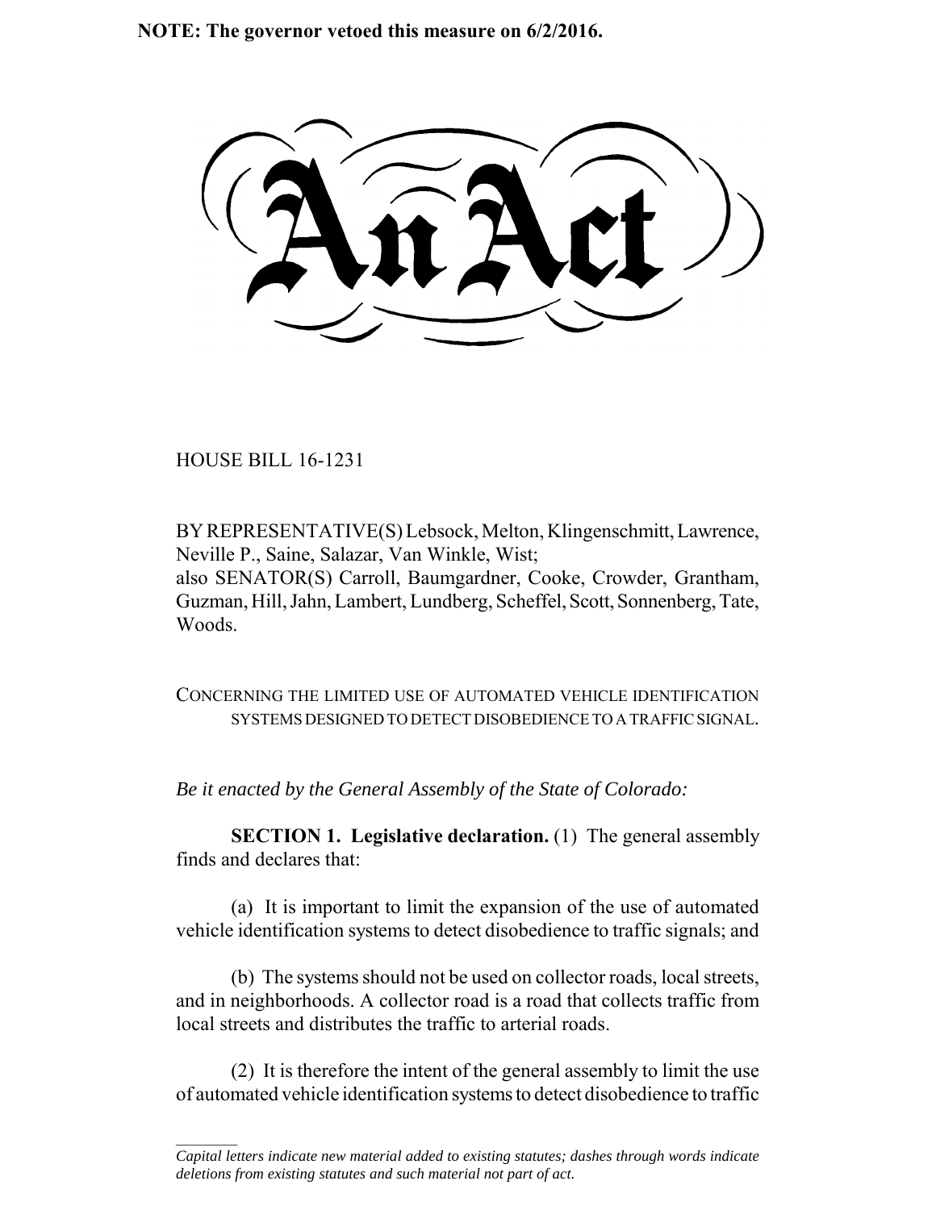**NOTE: The governor vetoed this measure on 6/2/2016.**

# An Act

HOUSE BILL 16-1231

BY REPRESENTATIVE(S) Lebsock, Melton, Klingenschmitt, Lawrence, Neville P., Saine, Salazar, Van Winkle, Wist;
also SENATOR(S) Carroll, Baumgardner, Cooke, Crowder, Grantham, Guzman, Hill, Jahn, Lambert, Lundberg, Scheffel, Scott, Sonnenberg, Tate, Woods.

CONCERNING THE LIMITED USE OF AUTOMATED VEHICLE IDENTIFICATION SYSTEMS DESIGNED TO DETECT DISOBEDIENCE TO A TRAFFIC SIGNAL.

*Be it enacted by the General Assembly of the State of Colorado:*

**SECTION 1. Legislative declaration.** (1) The general assembly finds and declares that:

(a) It is important to limit the expansion of the use of automated vehicle identification systems to detect disobedience to traffic signals; and

(b) The systems should not be used on collector roads, local streets, and in neighborhoods. A collector road is a road that collects traffic from local streets and distributes the traffic to arterial roads.

(2) It is therefore the intent of the general assembly to limit the use of automated vehicle identification systems to detect disobedience to traffic

---

*Capital letters indicate new material added to existing statutes; dashes through words indicate deletions from existing statutes and such material not part of act.*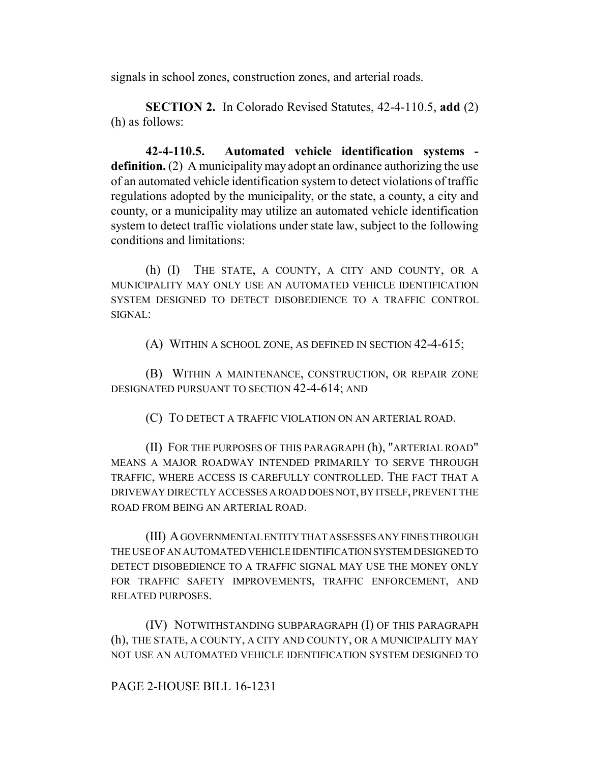signals in school zones, construction zones, and arterial roads.

**SECTION 2.** In Colorado Revised Statutes, 42-4-110.5, **add** (2) (h) as follows:

**42-4-110.5. Automated vehicle identification systems - definition.** (2) A municipality may adopt an ordinance authorizing the use of an automated vehicle identification system to detect violations of traffic regulations adopted by the municipality, or the state, a county, a city and county, or a municipality may utilize an automated vehicle identification system to detect traffic violations under state law, subject to the following conditions and limitations:

(h) (I) THE STATE, A COUNTY, A CITY AND COUNTY, OR A MUNICIPALITY MAY ONLY USE AN AUTOMATED VEHICLE IDENTIFICATION SYSTEM DESIGNED TO DETECT DISOBEDIENCE TO A TRAFFIC CONTROL SIGNAL:

(A) WITHIN A SCHOOL ZONE, AS DEFINED IN SECTION 42-4-615;

(B) WITHIN A MAINTENANCE, CONSTRUCTION, OR REPAIR ZONE DESIGNATED PURSUANT TO SECTION 42-4-614; AND

(C) TO DETECT A TRAFFIC VIOLATION ON AN ARTERIAL ROAD.

(II) FOR THE PURPOSES OF THIS PARAGRAPH (h), "ARTERIAL ROAD" MEANS A MAJOR ROADWAY INTENDED PRIMARILY TO SERVE THROUGH TRAFFIC, WHERE ACCESS IS CAREFULLY CONTROLLED. THE FACT THAT A DRIVEWAY DIRECTLY ACCESSES A ROAD DOES NOT, BY ITSELF, PREVENT THE ROAD FROM BEING AN ARTERIAL ROAD.

(III) A GOVERNMENTAL ENTITY THAT ASSESSES ANY FINES THROUGH THE USE OF AN AUTOMATED VEHICLE IDENTIFICATION SYSTEM DESIGNED TO DETECT DISOBEDIENCE TO A TRAFFIC SIGNAL MAY USE THE MONEY ONLY FOR TRAFFIC SAFETY IMPROVEMENTS, TRAFFIC ENFORCEMENT, AND RELATED PURPOSES.

(IV) NOTWITHSTANDING SUBPARAGRAPH (I) OF THIS PARAGRAPH (h), THE STATE, A COUNTY, A CITY AND COUNTY, OR A MUNICIPALITY MAY NOT USE AN AUTOMATED VEHICLE IDENTIFICATION SYSTEM DESIGNED TO

PAGE 2-HOUSE BILL 16-1231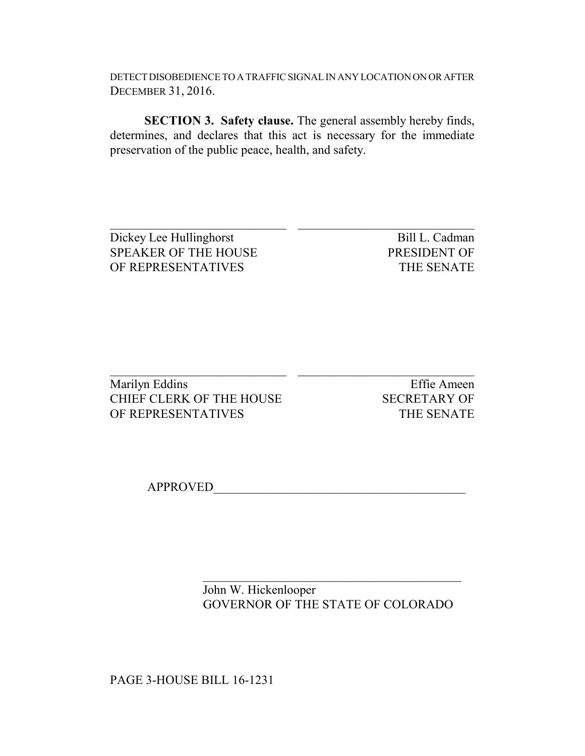DETECT DISOBEDIENCE TO A TRAFFIC SIGNAL IN ANY LOCATION ON OR AFTER DECEMBER 31, 2016.

**SECTION 3. Safety clause.** The general assembly hereby finds, determines, and declares that this act is necessary for the immediate preservation of the public peace, health, and safety.

____________________________ ____________________________
Dickey Lee Hullinghorst
SPEAKER OF THE HOUSE
OF REPRESENTATIVES

Bill L. Cadman
PRESIDENT OF
THE SENATE

____________________________ ____________________________
Marilyn Eddins
CHIEF CLERK OF THE HOUSE
OF REPRESENTATIVES

Effie Ameen
SECRETARY OF
THE SENATE

APPROVED________________________________________

_________________________________________
John W. Hickenlooper
GOVERNOR OF THE STATE OF COLORADO

PAGE 3-HOUSE BILL 16-1231